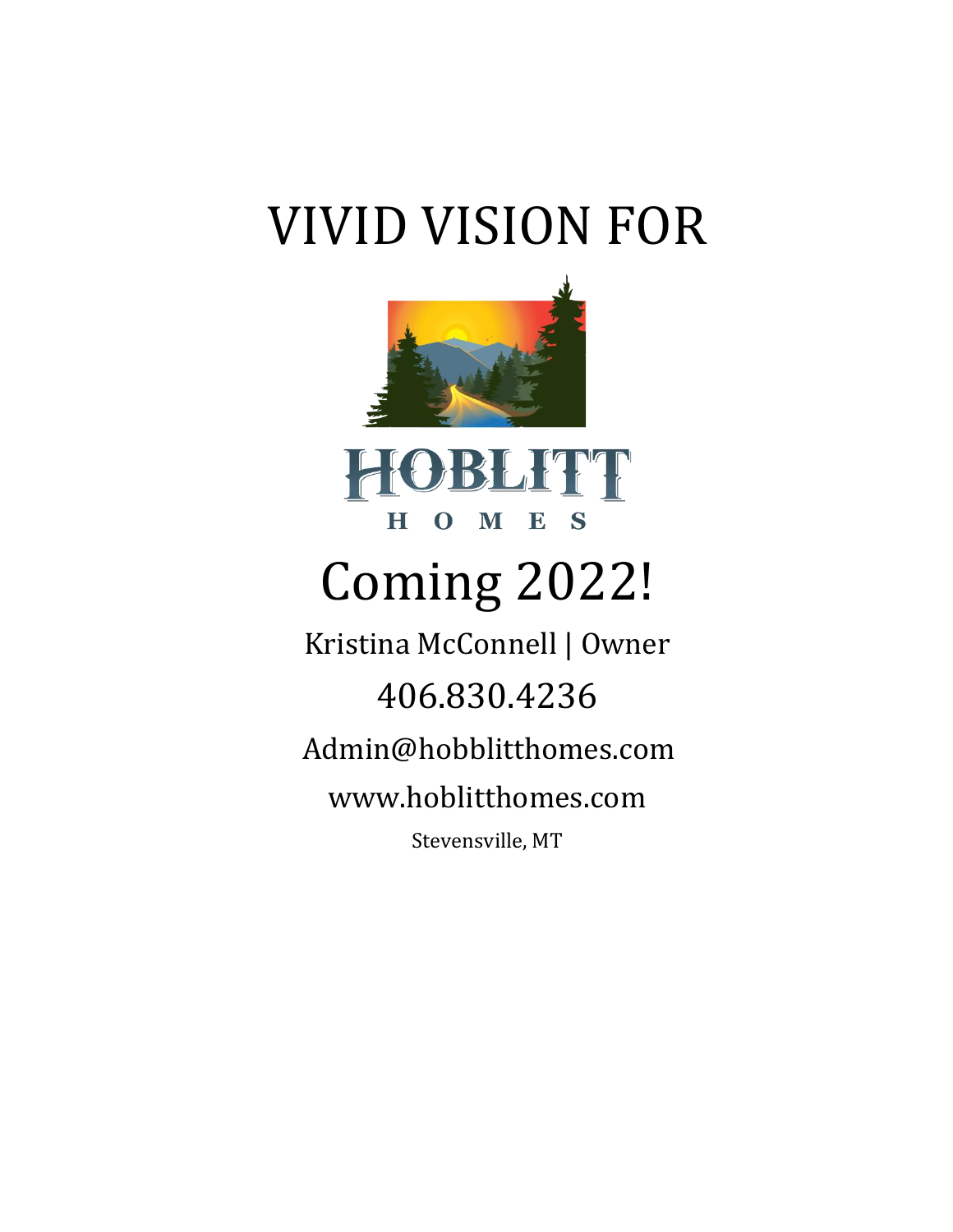# VIVID VISION FOR

HOBLITT

H O M E S

## Coming 2022!

Kristina McConnell | Owner

406.830.4236

Admin@hobblitthomes.com

www.hoblitthomes.com

Stevensville, MT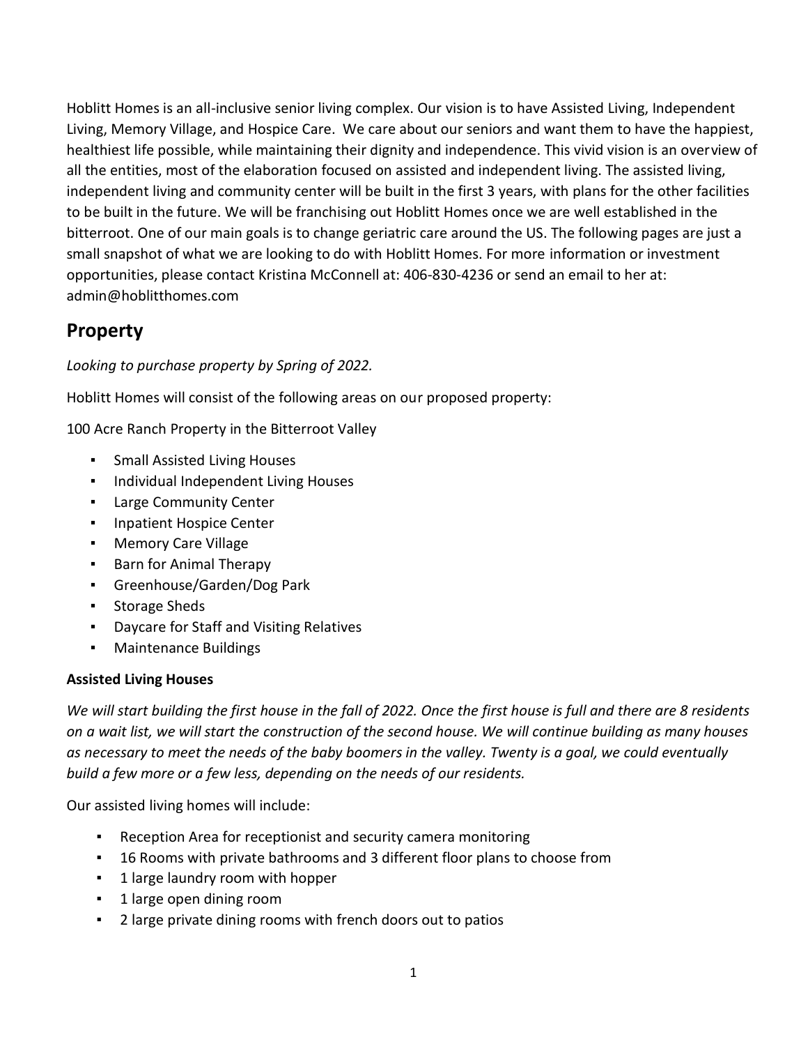Hoblitt Homes is an all-inclusive senior living complex. Our vision is to have Assisted Living, Independent Living, Memory Village, and Hospice Care. We care about our seniors and want them to have the happiest, healthiest life possible, while maintaining their dignity and independence. This vivid vision is an overview of all the entities, most of the elaboration focused on assisted and independent living. The assisted living, independent living and community center will be built in the first 3 years, with plans for the other facilities to be built in the future. We will be franchising out Hoblitt Homes once we are well established in the bitterroot. One of our main goals is to change geriatric care around the US. The following pages are just a small snapshot of what we are looking to do with Hoblitt Homes. For more information or investment opportunities, please contact Kristina McConnell at: 406-830-4236 or send an email to her at: admin@hoblitthomes.com

## Property

*Looking to purchase property by Spring of 2022.*

Hoblitt Homes will consist of the following areas on our proposed property:

100 Acre Ranch Property in the Bitterroot Valley

- Small Assisted Living Houses
- Individual Independent Living Houses
- Large Community Center
- Inpatient Hospice Center
- Memory Care Village
- Barn for Animal Therapy
- Greenhouse/Garden/Dog Park
- Storage Sheds
- Daycare for Staff and Visiting Relatives
- Maintenance Buildings

### Assisted Living Houses

*We will start building the first house in the fall of 2022. Once the first house is full and there are 8 residents on a wait list, we will start the construction of the second house. We will continue building as many houses as necessary to meet the needs of the baby boomers in the valley. Twenty is a goal, we could eventually build a few more or a few less, depending on the needs of our residents.*

Our assisted living homes will include:

- Reception Area for receptionist and security camera monitoring
- 16 Rooms with private bathrooms and 3 different floor plans to choose from
- 1 large laundry room with hopper
- 1 large open dining room
- 2 large private dining rooms with french doors out to patios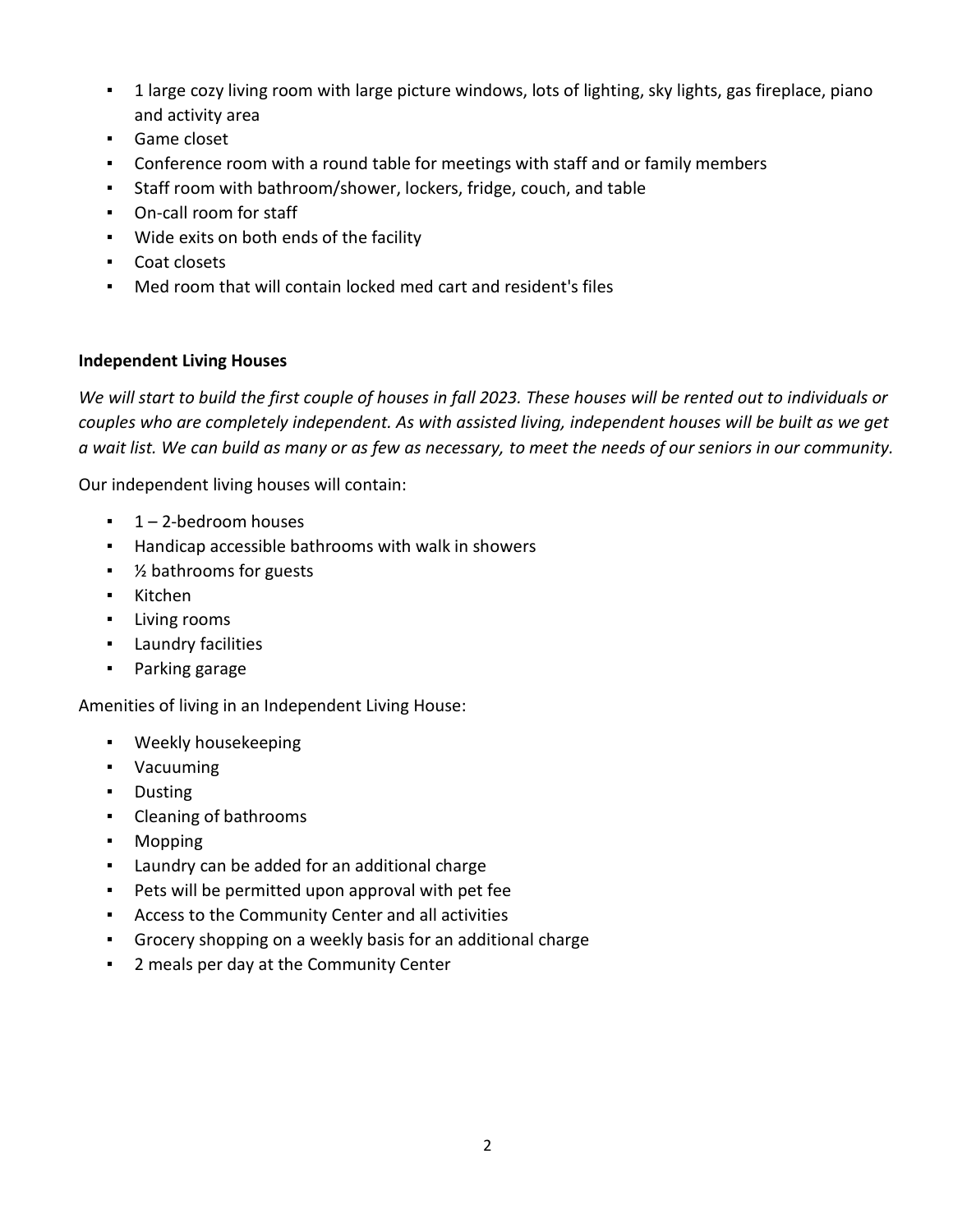- 1 large cozy living room with large picture windows, lots of lighting, sky lights, gas fireplace, piano and activity area
- Game closet
- Conference room with a round table for meetings with staff and or family members
- Staff room with bathroom/shower, lockers, fridge, couch, and table
- On-call room for staff
- Wide exits on both ends of the facility
- Coat closets
- Med room that will contain locked med cart and resident's files

**Independent Living Houses**

*We will start to build the first couple of houses in fall 2023. These houses will be rented out to individuals or couples who are completely independent. As with assisted living, independent houses will be built as we get a wait list. We can build as many or as few as necessary, to meet the needs of our seniors in our community.*

Our independent living houses will contain:

- 1 – 2-bedroom houses
- Handicap accessible bathrooms with walk in showers
- ½ bathrooms for guests
- Kitchen
- Living rooms
- Laundry facilities
- Parking garage

Amenities of living in an Independent Living House:

- Weekly housekeeping
- Vacuuming
- Dusting
- Cleaning of bathrooms
- Mopping
- Laundry can be added for an additional charge
- Pets will be permitted upon approval with pet fee
- Access to the Community Center and all activities
- Grocery shopping on a weekly basis for an additional charge
- 2 meals per day at the Community Center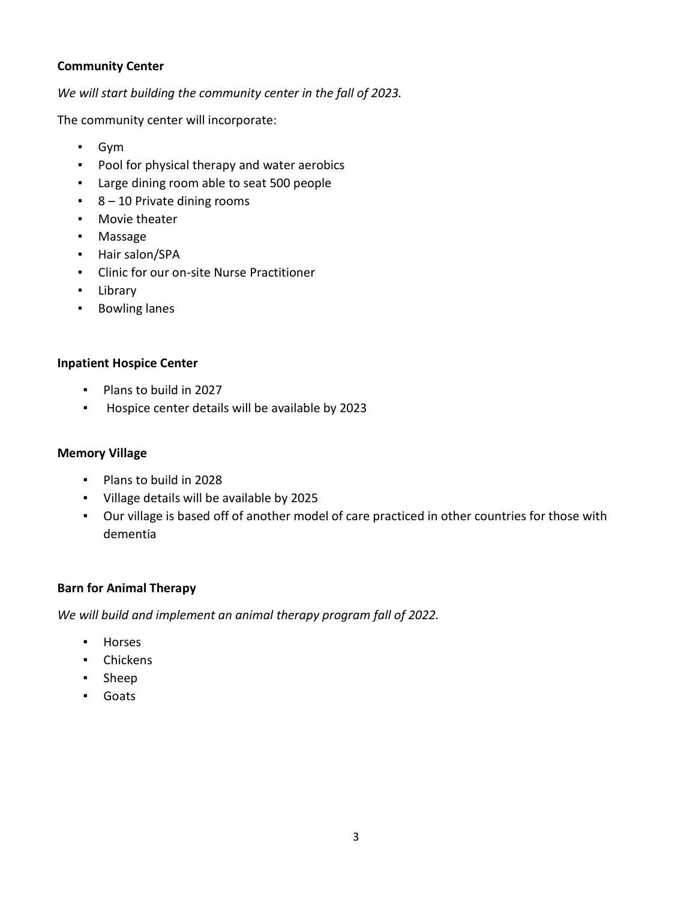**Community Center**

*We will start building the community center in the fall of 2023.*

The community center will incorporate:

- Gym
- Pool for physical therapy and water aerobics
- Large dining room able to seat 500 people
- 8 – 10 Private dining rooms
- Movie theater
- Massage
- Hair salon/SPA
- Clinic for our on-site Nurse Practitioner
- Library
- Bowling lanes

**Inpatient Hospice Center**

- Plans to build in 2027
- Hospice center details will be available by 2023

**Memory Village**

- Plans to build in 2028
- Village details will be available by 2025
- Our village is based off of another model of care practiced in other countries for those with dementia

**Barn for Animal Therapy**

*We will build and implement an animal therapy program fall of 2022.*

- Horses
- Chickens
- Sheep
- Goats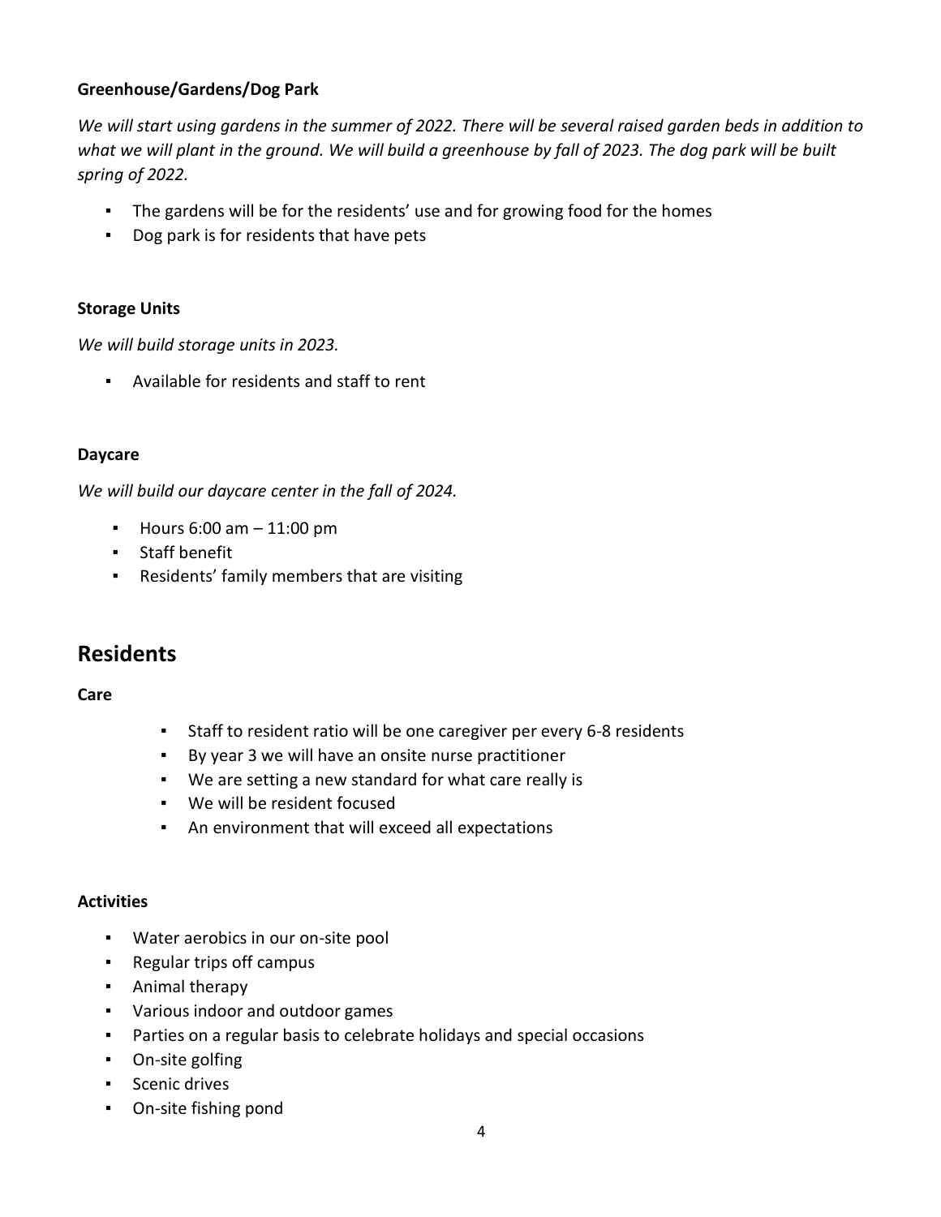### Greenhouse/Gardens/Dog Park

*We will start using gardens in the summer of 2022. There will be several raised garden beds in addition to what we will plant in the ground. We will build a greenhouse by fall of 2023. The dog park will be built spring of 2022.*

- The gardens will be for the residents' use and for growing food for the homes
- Dog park is for residents that have pets

### Storage Units

*We will build storage units in 2023.*

- Available for residents and staff to rent

### Daycare

*We will build our daycare center in the fall of 2024.*

- Hours 6:00 am – 11:00 pm
- Staff benefit
- Residents' family members that are visiting

## Residents

### Care

- Staff to resident ratio will be one caregiver per every 6-8 residents
- By year 3 we will have an onsite nurse practitioner
- We are setting a new standard for what care really is
- We will be resident focused
- An environment that will exceed all expectations

### Activities

- Water aerobics in our on-site pool
- Regular trips off campus
- Animal therapy
- Various indoor and outdoor games
- Parties on a regular basis to celebrate holidays and special occasions
- On-site golfing
- Scenic drives
- On-site fishing pond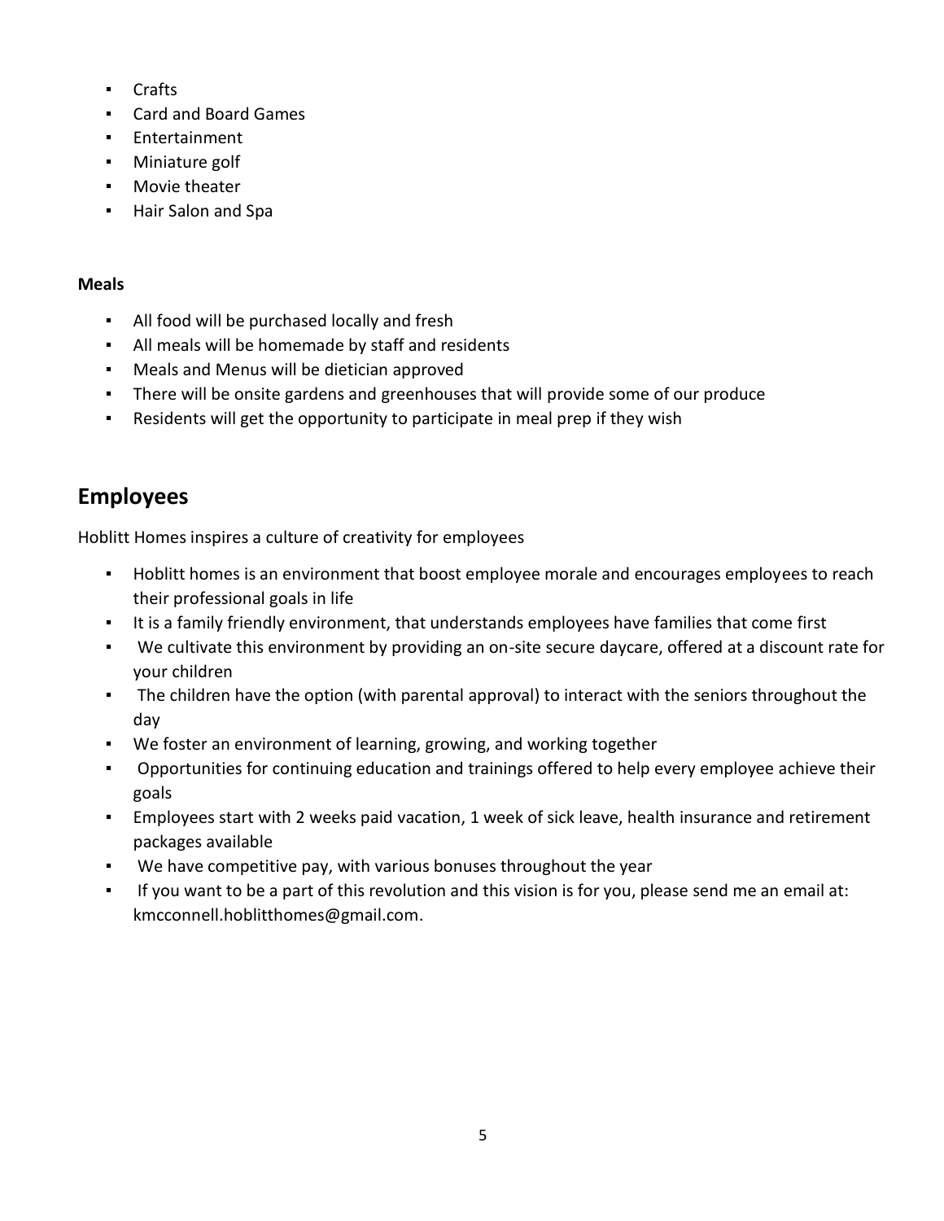- Crafts
- Card and Board Games
- Entertainment
- Miniature golf
- Movie theater
- Hair Salon and Spa

**Meals**

- All food will be purchased locally and fresh
- All meals will be homemade by staff and residents
- Meals and Menus will be dietician approved
- There will be onsite gardens and greenhouses that will provide some of our produce
- Residents will get the opportunity to participate in meal prep if they wish

## Employees

Hoblitt Homes inspires a culture of creativity for employees

- Hoblitt homes is an environment that boost employee morale and encourages employees to reach their professional goals in life
- It is a family friendly environment, that understands employees have families that come first
- We cultivate this environment by providing an on-site secure daycare, offered at a discount rate for your children
- The children have the option (with parental approval) to interact with the seniors throughout the day
- We foster an environment of learning, growing, and working together
- Opportunities for continuing education and trainings offered to help every employee achieve their goals
- Employees start with 2 weeks paid vacation, 1 week of sick leave, health insurance and retirement packages available
- We have competitive pay, with various bonuses throughout the year
- If you want to be a part of this revolution and this vision is for you, please send me an email at: kmcconnell.hoblitthomes@gmail.com.